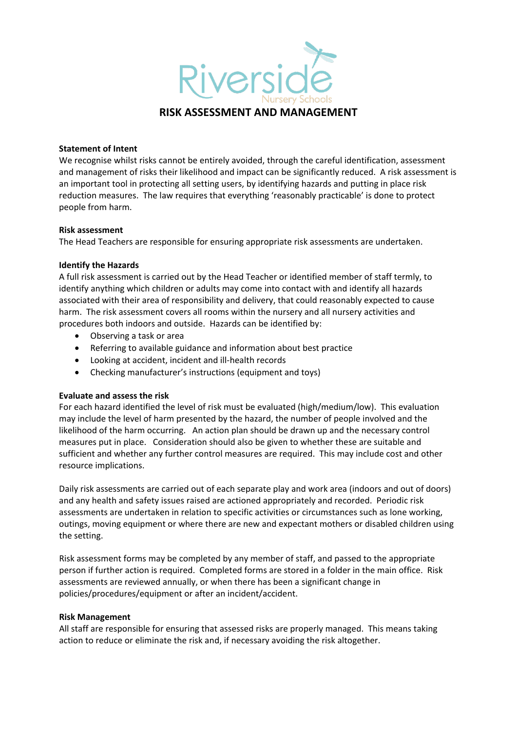Riverside
Nursery Schools

# RISK ASSESSMENT AND MANAGEMENT

**Statement of Intent**

We recognise whilst risks cannot be entirely avoided, through the careful identification, assessment and management of risks their likelihood and impact can be significantly reduced. A risk assessment is an important tool in protecting all setting users, by identifying hazards and putting in place risk reduction measures. The law requires that everything 'reasonably practicable' is done to protect people from harm.

**Risk assessment**

The Head Teachers are responsible for ensuring appropriate risk assessments are undertaken.

**Identify the Hazards**

A full risk assessment is carried out by the Head Teacher or identified member of staff termly, to identify anything which children or adults may come into contact with and identify all hazards associated with their area of responsibility and delivery, that could reasonably expected to cause harm. The risk assessment covers all rooms within the nursery and all nursery activities and procedures both indoors and outside. Hazards can be identified by:

- Observing a task or area
- Referring to available guidance and information about best practice
- Looking at accident, incident and ill-health records
- Checking manufacturer's instructions (equipment and toys)

**Evaluate and assess the risk**

For each hazard identified the level of risk must be evaluated (high/medium/low). This evaluation may include the level of harm presented by the hazard, the number of people involved and the likelihood of the harm occurring. An action plan should be drawn up and the necessary control measures put in place. Consideration should also be given to whether these are suitable and sufficient and whether any further control measures are required. This may include cost and other resource implications.

Daily risk assessments are carried out of each separate play and work area (indoors and out of doors) and any health and safety issues raised are actioned appropriately and recorded. Periodic risk assessments are undertaken in relation to specific activities or circumstances such as lone working, outings, moving equipment or where there are new and expectant mothers or disabled children using the setting.

Risk assessment forms may be completed by any member of staff, and passed to the appropriate person if further action is required. Completed forms are stored in a folder in the main office. Risk assessments are reviewed annually, or when there has been a significant change in policies/procedures/equipment or after an incident/accident.

**Risk Management**

All staff are responsible for ensuring that assessed risks are properly managed. This means taking action to reduce or eliminate the risk and, if necessary avoiding the risk altogether.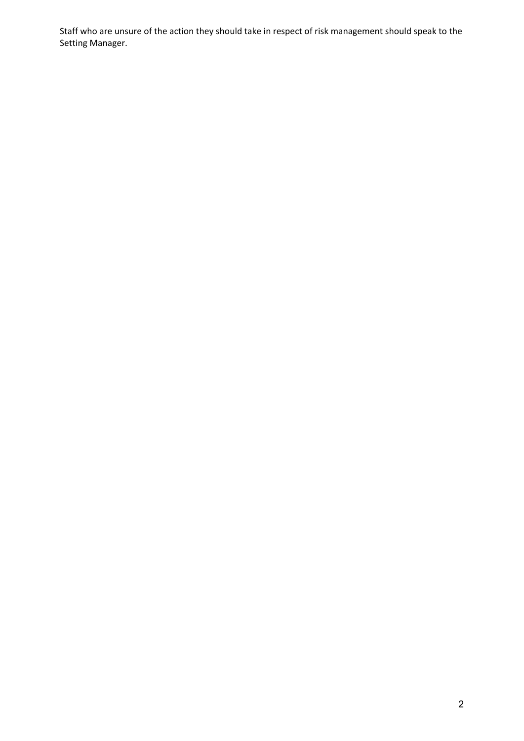Staff who are unsure of the action they should take in respect of risk management should speak to the Setting Manager.